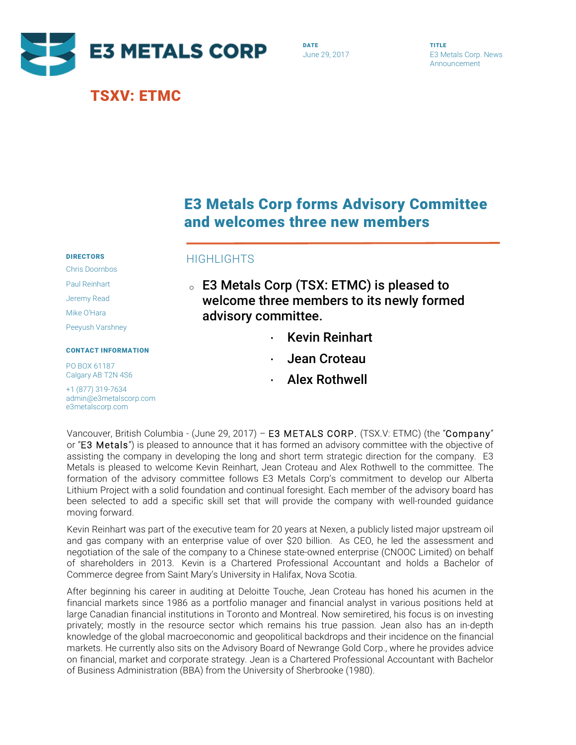# E3 METALS CORP

**DATE**
June 29, 2017

**TITLE**
E3 Metals Corp. News Announcement

**TSXV: ETMC**

## E3 Metals Corp forms Advisory Committee and welcomes three new members

**DIRECTORS**

Chris Doornbos
Paul Reinhart
Jeremy Read
Mike O'Hara
Peeyush Varshney

**CONTACT INFORMATION**

PO BOX 61187
Calgary AB T2N 4S6

+1 (877) 319-7634
admin@e3metalscorp.com
e3metalscorp.com

### HIGHLIGHTS

- **E3 Metals Corp (TSX: ETMC) is pleased to welcome three members to its newly formed advisory committee.**
  - **Kevin Reinhart**
  - **Jean Croteau**
  - **Alex Rothwell**

Vancouver, British Columbia - (June 29, 2017) – E3 METALS CORP. (TSX.V: ETMC) (the "Company" or "E3 Metals") is pleased to announce that it has formed an advisory committee with the objective of assisting the company in developing the long and short term strategic direction for the company. E3 Metals is pleased to welcome Kevin Reinhart, Jean Croteau and Alex Rothwell to the committee. The formation of the advisory committee follows E3 Metals Corp's commitment to develop our Alberta Lithium Project with a solid foundation and continual foresight. Each member of the advisory board has been selected to add a specific skill set that will provide the company with well-rounded guidance moving forward.

Kevin Reinhart was part of the executive team for 20 years at Nexen, a publicly listed major upstream oil and gas company with an enterprise value of over $20 billion. As CEO, he led the assessment and negotiation of the sale of the company to a Chinese state-owned enterprise (CNOOC Limited) on behalf of shareholders in 2013. Kevin is a Chartered Professional Accountant and holds a Bachelor of Commerce degree from Saint Mary's University in Halifax, Nova Scotia.

After beginning his career in auditing at Deloitte Touche, Jean Croteau has honed his acumen in the financial markets since 1986 as a portfolio manager and financial analyst in various positions held at large Canadian financial institutions in Toronto and Montreal. Now semiretired, his focus is on investing privately; mostly in the resource sector which remains his true passion. Jean also has an in-depth knowledge of the global macroeconomic and geopolitical backdrops and their incidence on the financial markets. He currently also sits on the Advisory Board of Newrange Gold Corp., where he provides advice on financial, market and corporate strategy. Jean is a Chartered Professional Accountant with Bachelor of Business Administration (BBA) from the University of Sherbrooke (1980).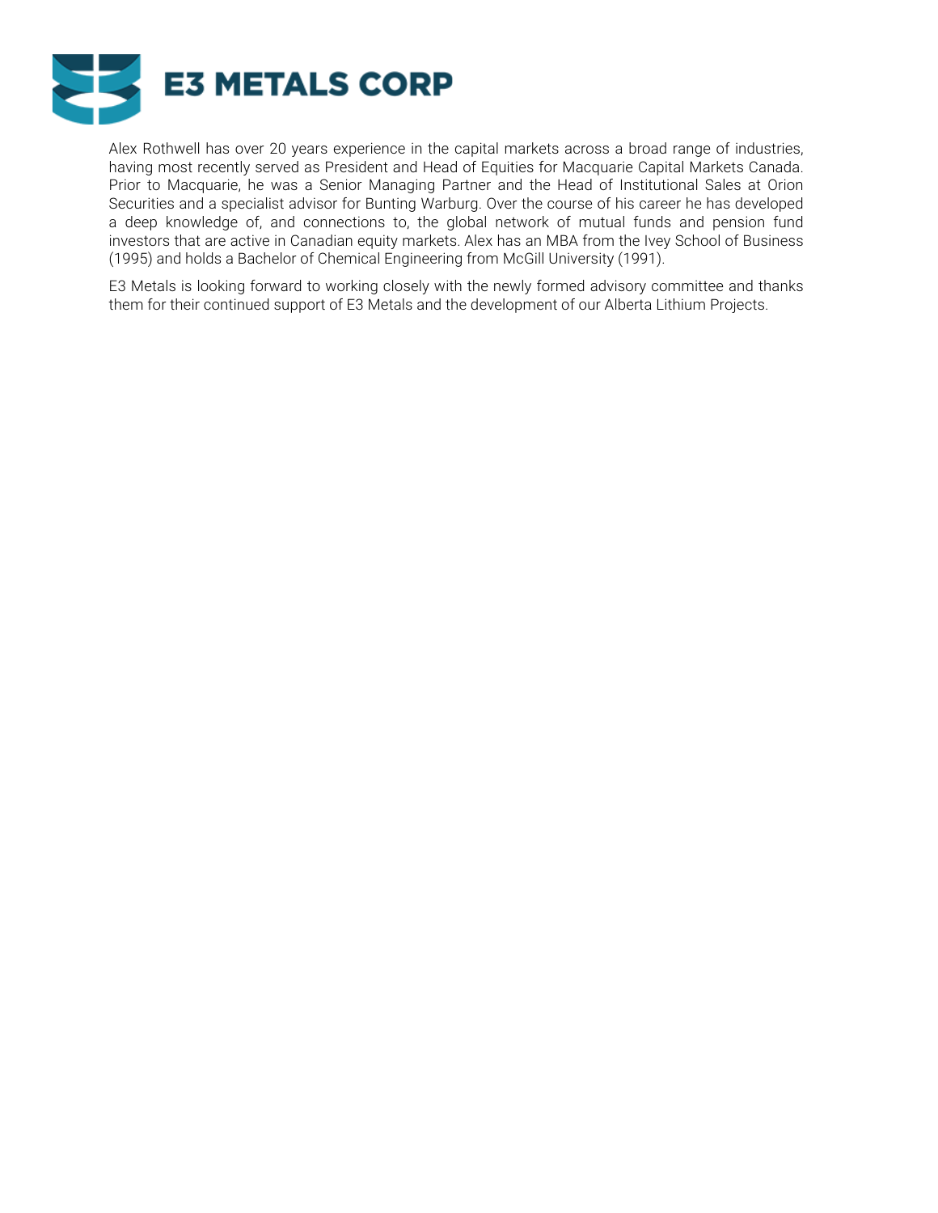Alex Rothwell has over 20 years experience in the capital markets across a broad range of industries, having most recently served as President and Head of Equities for Macquarie Capital Markets Canada. Prior to Macquarie, he was a Senior Managing Partner and the Head of Institutional Sales at Orion Securities and a specialist advisor for Bunting Warburg. Over the course of his career he has developed a deep knowledge of, and connections to, the global network of mutual funds and pension fund investors that are active in Canadian equity markets. Alex has an MBA from the Ivey School of Business (1995) and holds a Bachelor of Chemical Engineering from McGill University (1991).

E3 Metals is looking forward to working closely with the newly formed advisory committee and thanks them for their continued support of E3 Metals and the development of our Alberta Lithium Projects.